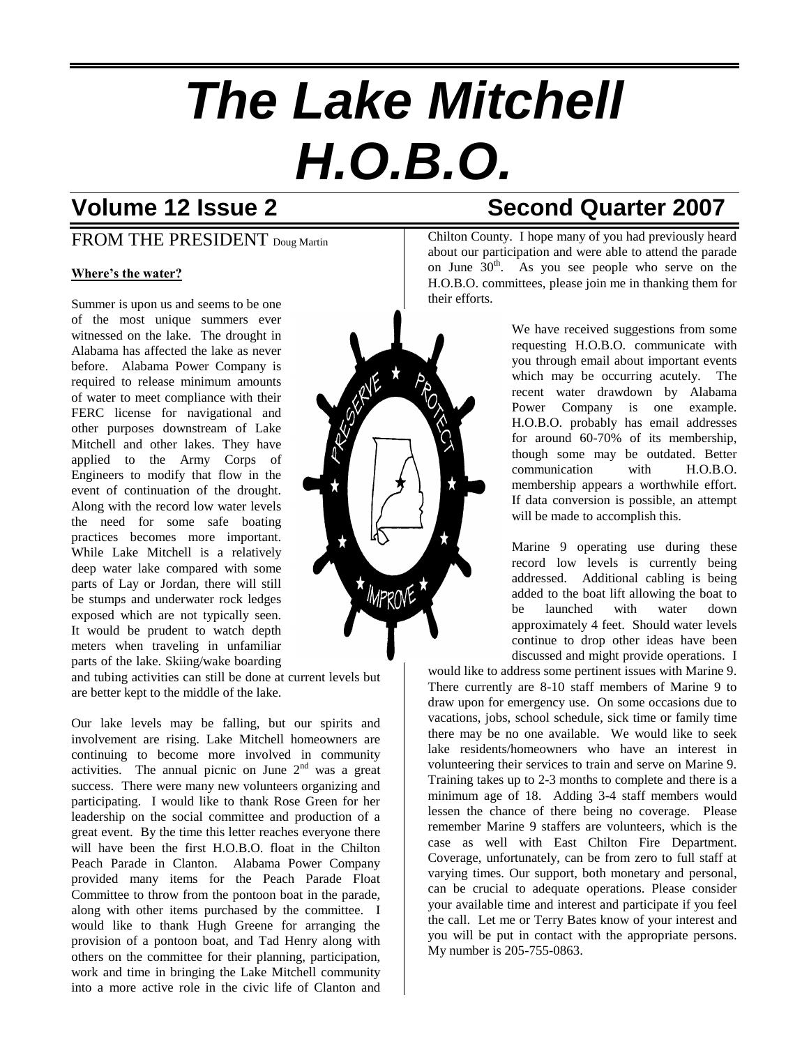# The Lake Mitchell H.O.B.O.

## Volume 12 Issue 2 — Second Quarter 2007

## FROM THE PRESIDENT Doug Martin

**Where's the water?**

Summer is upon us and seems to be one of the most unique summers ever witnessed on the lake. The drought in Alabama has affected the lake as never before. Alabama Power Company is required to release minimum amounts of water to meet compliance with their FERC license for navigational and other purposes downstream of Lake Mitchell and other lakes. They have applied to the Army Corps of Engineers to modify that flow in the event of continuation of the drought. Along with the record low water levels the need for some safe boating practices becomes more important. While Lake Mitchell is a relatively deep water lake compared with some parts of Lay or Jordan, there will still be stumps and underwater rock ledges exposed which are not typically seen. It would be prudent to watch depth meters when traveling in unfamiliar parts of the lake. Skiing/wake boarding and tubing activities can still be done at current levels but are better kept to the middle of the lake.

Our lake levels may be falling, but our spirits and involvement are rising. Lake Mitchell homeowners are continuing to become more involved in community activities. The annual picnic on June 2nd was a great success. There were many new volunteers organizing and participating. I would like to thank Rose Green for her leadership on the social committee and production of a great event. By the time this letter reaches everyone there will have been the first H.O.B.O. float in the Chilton Peach Parade in Clanton. Alabama Power Company provided many items for the Peach Parade Float Committee to throw from the pontoon boat in the parade, along with other items purchased by the committee. I would like to thank Hugh Greene for arranging the provision of a pontoon boat, and Tad Henry along with others on the committee for their planning, participation, work and time in bringing the Lake Mitchell community into a more active role in the civic life of Clanton and Chilton County. I hope many of you had previously heard about our participation and were able to attend the parade on June 30th. As you see people who serve on the H.O.B.O. committees, please join me in thanking them for their efforts.

We have received suggestions from some requesting H.O.B.O. communicate with you through email about important events which may be occurring acutely. The recent water drawdown by Alabama Power Company is one example. H.O.B.O. probably has email addresses for around 60-70% of its membership, though some may be outdated. Better communication with H.O.B.O. membership appears a worthwhile effort. If data conversion is possible, an attempt will be made to accomplish this.

Marine 9 operating use during these record low levels is currently being addressed. Additional cabling is being added to the boat lift allowing the boat to be launched with water down approximately 4 feet. Should water levels continue to drop other ideas have been discussed and might provide operations. I would like to address some pertinent issues with Marine 9. There currently are 8-10 staff members of Marine 9 to draw upon for emergency use. On some occasions due to vacations, jobs, school schedule, sick time or family time there may be no one available. We would like to seek lake residents/homeowners who have an interest in volunteering their services to train and serve on Marine 9. Training takes up to 2-3 months to complete and there is a minimum age of 18. Adding 3-4 staff members would lessen the chance of there being no coverage. Please remember Marine 9 staffers are volunteers, which is the case as well with East Chilton Fire Department. Coverage, unfortunately, can be from zero to full staff at varying times. Our support, both monetary and personal, can be crucial to adequate operations. Please consider your available time and interest and participate if you feel the call. Let me or Terry Bates know of your interest and you will be put in contact with the appropriate persons. My number is 205-755-0863.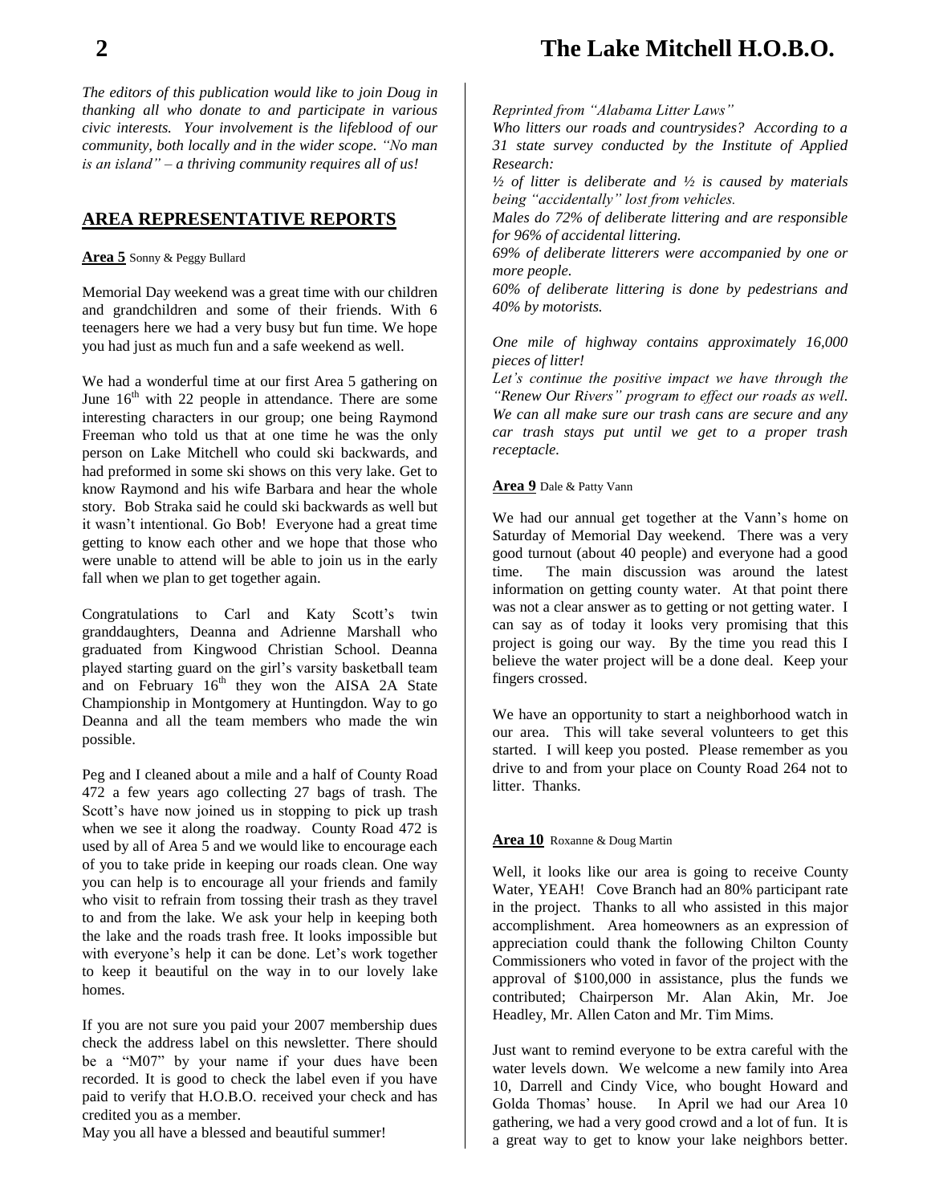*The editors of this publication would like to join Doug in thanking all who donate to and participate in various civic interests. Your involvement is the lifeblood of our community, both locally and in the wider scope. "No man is an island" – a thriving community requires all of us!*

## AREA REPRESENTATIVE REPORTS

**Area 5** Sonny & Peggy Bullard

Memorial Day weekend was a great time with our children and grandchildren and some of their friends. With 6 teenagers here we had a very busy but fun time. We hope you had just as much fun and a safe weekend as well.

We had a wonderful time at our first Area 5 gathering on June 16th with 22 people in attendance. There are some interesting characters in our group; one being Raymond Freeman who told us that at one time he was the only person on Lake Mitchell who could ski backwards, and had preformed in some ski shows on this very lake. Get to know Raymond and his wife Barbara and hear the whole story. Bob Straka said he could ski backwards as well but it wasn't intentional. Go Bob! Everyone had a great time getting to know each other and we hope that those who were unable to attend will be able to join us in the early fall when we plan to get together again.

Congratulations to Carl and Katy Scott's twin granddaughters, Deanna and Adrienne Marshall who graduated from Kingwood Christian School. Deanna played starting guard on the girl's varsity basketball team and on February 16th they won the AISA 2A State Championship in Montgomery at Huntingdon. Way to go Deanna and all the team members who made the win possible.

Peg and I cleaned about a mile and a half of County Road 472 a few years ago collecting 27 bags of trash. The Scott's have now joined us in stopping to pick up trash when we see it along the roadway. County Road 472 is used by all of Area 5 and we would like to encourage each of you to take pride in keeping our roads clean. One way you can help is to encourage all your friends and family who visit to refrain from tossing their trash as they travel to and from the lake. We ask your help in keeping both the lake and the roads trash free. It looks impossible but with everyone's help it can be done. Let's work together to keep it beautiful on the way in to our lovely lake homes.

If you are not sure you paid your 2007 membership dues check the address label on this newsletter. There should be a "M07" by your name if your dues have been recorded. It is good to check the label even if you have paid to verify that H.O.B.O. received your check and has credited you as a member.

May you all have a blessed and beautiful summer!

*Reprinted from "Alabama Litter Laws"*

*Who litters our roads and countrysides? According to a 31 state survey conducted by the Institute of Applied Research:*

*½ of litter is deliberate and ½ is caused by materials being "accidentally" lost from vehicles.*

*Males do 72% of deliberate littering and are responsible for 96% of accidental littering.*

*69% of deliberate litterers were accompanied by one or more people.*

*60% of deliberate littering is done by pedestrians and 40% by motorists.*

*One mile of highway contains approximately 16,000 pieces of litter!*

*Let's continue the positive impact we have through the "Renew Our Rivers" program to effect our roads as well. We can all make sure our trash cans are secure and any car trash stays put until we get to a proper trash receptacle.*

**Area 9** Dale & Patty Vann

We had our annual get together at the Vann's home on Saturday of Memorial Day weekend. There was a very good turnout (about 40 people) and everyone had a good time. The main discussion was around the latest information on getting county water. At that point there was not a clear answer as to getting or not getting water. I can say as of today it looks very promising that this project is going our way. By the time you read this I believe the water project will be a done deal. Keep your fingers crossed.

We have an opportunity to start a neighborhood watch in our area. This will take several volunteers to get this started. I will keep you posted. Please remember as you drive to and from your place on County Road 264 not to litter. Thanks.

**Area 10** Roxanne & Doug Martin

Well, it looks like our area is going to receive County Water, YEAH! Cove Branch had an 80% participant rate in the project. Thanks to all who assisted in this major accomplishment. Area homeowners as an expression of appreciation could thank the following Chilton County Commissioners who voted in favor of the project with the approval of $100,000 in assistance, plus the funds we contributed; Chairperson Mr. Alan Akin, Mr. Joe Headley, Mr. Allen Caton and Mr. Tim Mims.

Just want to remind everyone to be extra careful with the water levels down. We welcome a new family into Area 10, Darrell and Cindy Vice, who bought Howard and Golda Thomas' house. In April we had our Area 10 gathering, we had a very good crowd and a lot of fun. It is a great way to get to know your lake neighbors better.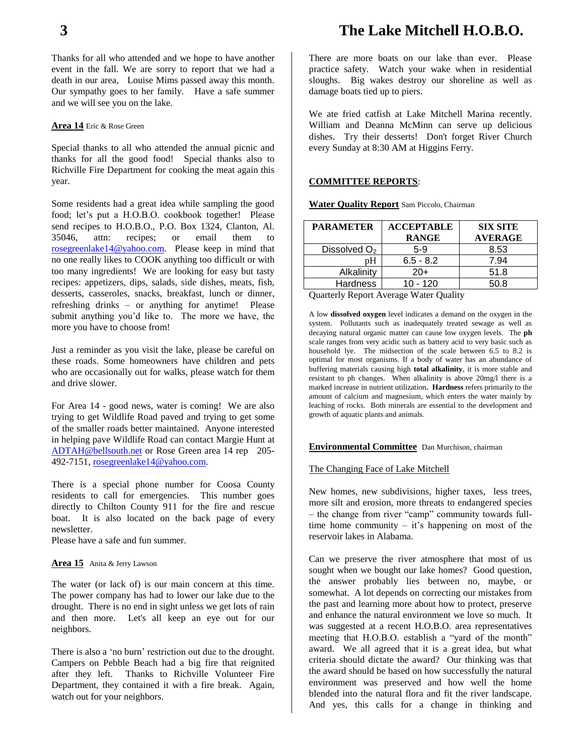Thanks for all who attended and we hope to have another event in the fall. We are sorry to report that we had a death in our area, Louise Mims passed away this month. Our sympathy goes to her family. Have a safe summer and we will see you on the lake.

**Area 14** Eric & Rose Green

Special thanks to all who attended the annual picnic and thanks for all the good food! Special thanks also to Richville Fire Department for cooking the meat again this year.

Some residents had a great idea while sampling the good food; let's put a H.O.B.O. cookbook together! Please send recipes to H.O.B.O., P.O. Box 1324, Clanton, Al. 35046, attn: recipes; or email them to rosegreenlake14@yahoo.com. Please keep in mind that no one really likes to COOK anything too difficult or with too many ingredients! We are looking for easy but tasty recipes: appetizers, dips, salads, side dishes, meats, fish, desserts, casseroles, snacks, breakfast, lunch or dinner, refreshing drinks – or anything for anytime! Please submit anything you'd like to. The more we have, the more you have to choose from!

Just a reminder as you visit the lake, please be careful on these roads. Some homeowners have children and pets who are occasionally out for walks, please watch for them and drive slower.

For Area 14 - good news, water is coming! We are also trying to get Wildlife Road paved and trying to get some of the smaller roads better maintained. Anyone interested in helping pave Wildlife Road can contact Margie Hunt at ADTAH@bellsouth.net or Rose Green area 14 rep 205-492-7151, rosegreenlake14@yahoo.com.

There is a special phone number for Coosa County residents to call for emergencies. This number goes directly to Chilton County 911 for the fire and rescue boat. It is also located on the back page of every newsletter.
Please have a safe and fun summer.

**Area 15** Anita & Jerry Lawson

The water (or lack of) is our main concern at this time. The power company has had to lower our lake due to the drought. There is no end in sight unless we get lots of rain and then more. Let's all keep an eye out for our neighbors.

There is also a 'no burn' restriction out due to the drought. Campers on Pebble Beach had a big fire that reignited after they left. Thanks to Richville Volunteer Fire Department, they contained it with a fire break. Again, watch out for your neighbors.

There are more boats on our lake than ever. Please practice safety. Watch your wake when in residential sloughs. Big wakes destroy our shoreline as well as damage boats tied up to piers.

We ate fried catfish at Lake Mitchell Marina recently. William and Deanna McMinn can serve up delicious dishes. Try their desserts! Don't forget River Church every Sunday at 8:30 AM at Higgins Ferry.

## COMMITTEE REPORTS:

**Water Quality Report** Sam Piccolo, Chairman

| PARAMETER | ACCEPTABLE RANGE | SIX SITE AVERAGE |
|---|---|---|
| Dissolved $O_2$ | 5-9 | 8.53 |
| pH | 6.5 - 8.2 | 7.94 |
| Alkalinity | 20+ | 51.8 |
| Hardness | 10 - 120 | 50.8 |

Quarterly Report Average Water Quality

A low **dissolved oxygen** level indicates a demand on the oxygen in the system. Pollutants such as inadequately treated sewage as well as decaying natural organic matter can cause low oxygen levels. The **ph** scale ranges from very acidic such as battery acid to very basic such as household lye. The midsection of the scale between 6.5 to 8.2 is optimal for most organisms. If a body of water has an abundance of buffering materials causing high **total alkalinity**, it is more stable and resistant to ph changes. When alkalinity is above 20mg/l there is a marked increase in nutrient utilization**. Hardness** refers primarily to the amount of calcium and magnesium, which enters the water mainly by leaching of rocks. Both minerals are essential to the development and growth of aquatic plants and animals.

**Environmental Committee** Dan Murchison, chairman

The Changing Face of Lake Mitchell

New homes, new subdivisions, higher taxes, less trees, more silt and erosion, more threats to endangered species – the change from river "camp" community towards full-time home community – it's happening on most of the reservoir lakes in Alabama.

Can we preserve the river atmosphere that most of us sought when we bought our lake homes? Good question, the answer probably lies between no, maybe, or somewhat. A lot depends on correcting our mistakes from the past and learning more about how to protect, preserve and enhance the natural environment we love so much. It was suggested at a recent H.O.B.O. area representatives meeting that H.O.B.O. establish a "yard of the month" award. We all agreed that it is a great idea, but what criteria should dictate the award? Our thinking was that the award should be based on how successfully the natural environment was preserved and how well the home blended into the natural flora and fit the river landscape. And yes, this calls for a change in thinking and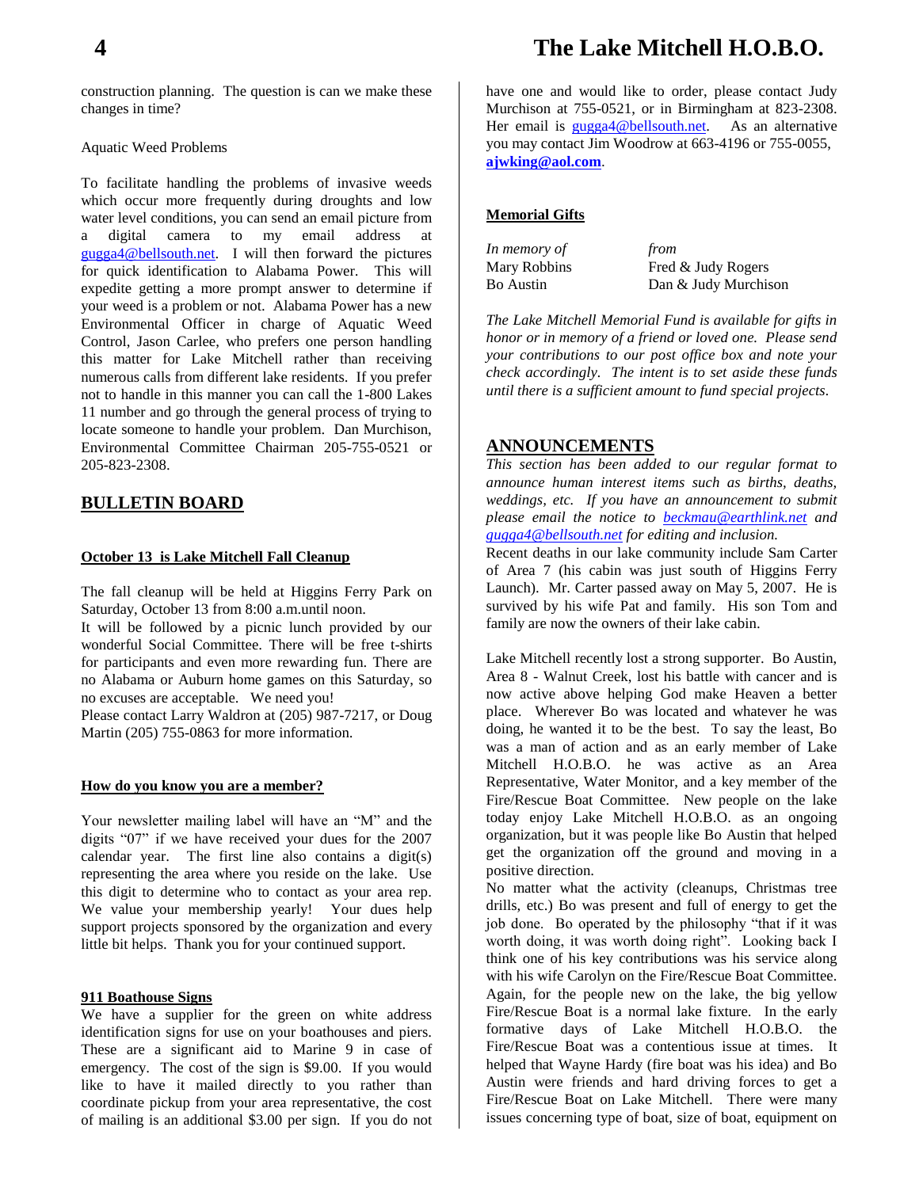construction planning. The question is can we make these changes in time?

Aquatic Weed Problems

To facilitate handling the problems of invasive weeds which occur more frequently during droughts and low water level conditions, you can send an email picture from a digital camera to my email address at gugga4@bellsouth.net. I will then forward the pictures for quick identification to Alabama Power. This will expedite getting a more prompt answer to determine if your weed is a problem or not. Alabama Power has a new Environmental Officer in charge of Aquatic Weed Control, Jason Carlee, who prefers one person handling this matter for Lake Mitchell rather than receiving numerous calls from different lake residents. If you prefer not to handle in this manner you can call the 1-800 Lakes 11 number and go through the general process of trying to locate someone to handle your problem. Dan Murchison, Environmental Committee Chairman 205-755-0521 or 205-823-2308.

## BULLETIN BOARD

**October 13 is Lake Mitchell Fall Cleanup**

The fall cleanup will be held at Higgins Ferry Park on Saturday, October 13 from 8:00 a.m.until noon.
It will be followed by a picnic lunch provided by our wonderful Social Committee. There will be free t-shirts for participants and even more rewarding fun. There are no Alabama or Auburn home games on this Saturday, so no excuses are acceptable. We need you!
Please contact Larry Waldron at (205) 987-7217, or Doug Martin (205) 755-0863 for more information.

**How do you know you are a member?**

Your newsletter mailing label will have an "M" and the digits "07" if we have received your dues for the 2007 calendar year. The first line also contains a digit(s) representing the area where you reside on the lake. Use this digit to determine who to contact as your area rep. We value your membership yearly! Your dues help support projects sponsored by the organization and every little bit helps. Thank you for your continued support.

**911 Boathouse Signs**

We have a supplier for the green on white address identification signs for use on your boathouses and piers. These are a significant aid to Marine 9 in case of emergency. The cost of the sign is $9.00. If you would like to have it mailed directly to you rather than coordinate pickup from your area representative, the cost of mailing is an additional $3.00 per sign. If you do not have one and would like to order, please contact Judy Murchison at 755-0521, or in Birmingham at 823-2308. Her email is gugga4@bellsouth.net. As an alternative you may contact Jim Woodrow at 663-4196 or 755-0055, **ajwking@aol.com**.

**Memorial Gifts**

| *In memory of* | *from* |
|---|---|
| Mary Robbins | Fred & Judy Rogers |
| Bo Austin | Dan & Judy Murchison |

*The Lake Mitchell Memorial Fund is available for gifts in honor or in memory of a friend or loved one. Please send your contributions to our post office box and note your check accordingly. The intent is to set aside these funds until there is a sufficient amount to fund special projects.*

## ANNOUNCEMENTS

*This section has been added to our regular format to announce human interest items such as births, deaths, weddings, etc. If you have an announcement to submit please email the notice to beckmau@earthlink.net and gugga4@bellsouth.net for editing and inclusion.*

Recent deaths in our lake community include Sam Carter of Area 7 (his cabin was just south of Higgins Ferry Launch). Mr. Carter passed away on May 5, 2007. He is survived by his wife Pat and family. His son Tom and family are now the owners of their lake cabin.

Lake Mitchell recently lost a strong supporter. Bo Austin, Area 8 - Walnut Creek, lost his battle with cancer and is now active above helping God make Heaven a better place. Wherever Bo was located and whatever he was doing, he wanted it to be the best. To say the least, Bo was a man of action and as an early member of Lake Mitchell H.O.B.O. he was active as an Area Representative, Water Monitor, and a key member of the Fire/Rescue Boat Committee. New people on the lake today enjoy Lake Mitchell H.O.B.O. as an ongoing organization, but it was people like Bo Austin that helped get the organization off the ground and moving in a positive direction.
No matter what the activity (cleanups, Christmas tree drills, etc.) Bo was present and full of energy to get the job done. Bo operated by the philosophy "that if it was worth doing, it was worth doing right". Looking back I think one of his key contributions was his service along with his wife Carolyn on the Fire/Rescue Boat Committee. Again, for the people new on the lake, the big yellow Fire/Rescue Boat is a normal lake fixture. In the early formative days of Lake Mitchell H.O.B.O. the Fire/Rescue Boat was a contentious issue at times. It helped that Wayne Hardy (fire boat was his idea) and Bo Austin were friends and hard driving forces to get a Fire/Rescue Boat on Lake Mitchell. There were many issues concerning type of boat, size of boat, equipment on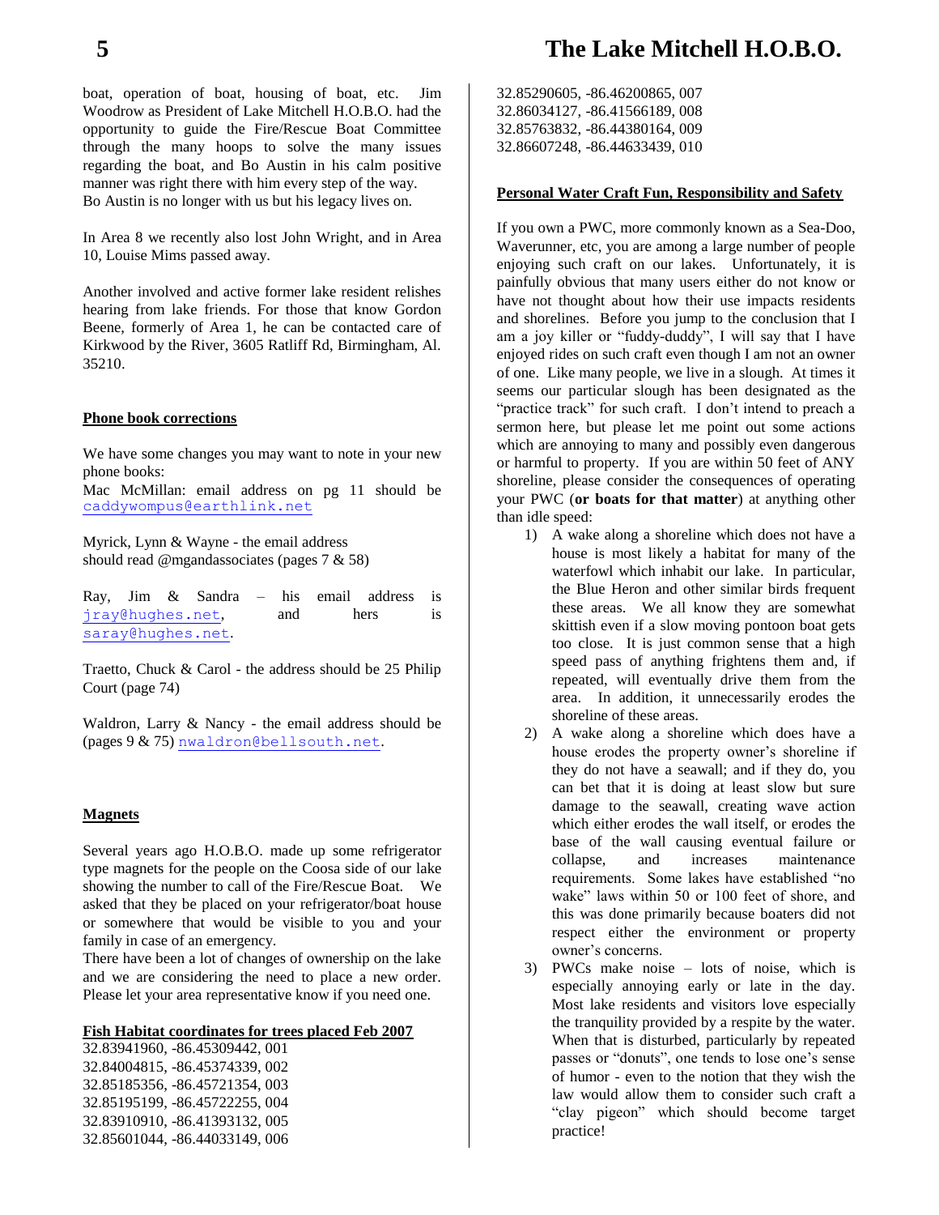boat, operation of boat, housing of boat, etc. Jim Woodrow as President of Lake Mitchell H.O.B.O. had the opportunity to guide the Fire/Rescue Boat Committee through the many hoops to solve the many issues regarding the boat, and Bo Austin in his calm positive manner was right there with him every step of the way. Bo Austin is no longer with us but his legacy lives on.

In Area 8 we recently also lost John Wright, and in Area 10, Louise Mims passed away.

Another involved and active former lake resident relishes hearing from lake friends. For those that know Gordon Beene, formerly of Area 1, he can be contacted care of Kirkwood by the River, 3605 Ratliff Rd, Birmingham, Al. 35210.

**Phone book corrections**

We have some changes you may want to note in your new phone books:

Mac McMillan: email address on pg 11 should be caddywompus@earthlink.net

Myrick, Lynn & Wayne - the email address should read @mgandassociates (pages 7 & 58)

Ray, Jim & Sandra – his email address is jray@hughes.net, and hers is saray@hughes.net.

Traetto, Chuck & Carol - the address should be 25 Philip Court (page 74)

Waldron, Larry & Nancy - the email address should be (pages 9 & 75) nwaldron@bellsouth.net.

**Magnets**

Several years ago H.O.B.O. made up some refrigerator type magnets for the people on the Coosa side of our lake showing the number to call of the Fire/Rescue Boat. We asked that they be placed on your refrigerator/boat house or somewhere that would be visible to you and your family in case of an emergency.

There have been a lot of changes of ownership on the lake and we are considering the need to place a new order. Please let your area representative know if you need one.

**Fish Habitat coordinates for trees placed Feb 2007**

32.83941960, -86.45309442, 001
32.84004815, -86.45374339, 002
32.85185356, -86.45721354, 003
32.85195199, -86.45722255, 004
32.83910910, -86.41393132, 005
32.85601044, -86.44033149, 006
32.85290605, -86.46200865, 007
32.86034127, -86.41566189, 008
32.85763832, -86.44380164, 009
32.86607248, -86.44633439, 010

**Personal Water Craft Fun, Responsibility and Safety**

If you own a PWC, more commonly known as a Sea-Doo, Waverunner, etc, you are among a large number of people enjoying such craft on our lakes. Unfortunately, it is painfully obvious that many users either do not know or have not thought about how their use impacts residents and shorelines. Before you jump to the conclusion that I am a joy killer or "fuddy-duddy", I will say that I have enjoyed rides on such craft even though I am not an owner of one. Like many people, we live in a slough. At times it seems our particular slough has been designated as the "practice track" for such craft. I don't intend to preach a sermon here, but please let me point out some actions which are annoying to many and possibly even dangerous or harmful to property. If you are within 50 feet of ANY shoreline, please consider the consequences of operating your PWC (**or boats for that matter**) at anything other than idle speed:

1) A wake along a shoreline which does not have a house is most likely a habitat for many of the waterfowl which inhabit our lake. In particular, the Blue Heron and other similar birds frequent these areas. We all know they are somewhat skittish even if a slow moving pontoon boat gets too close. It is just common sense that a high speed pass of anything frightens them and, if repeated, will eventually drive them from the area. In addition, it unnecessarily erodes the shoreline of these areas.
2) A wake along a shoreline which does have a house erodes the property owner's shoreline if they do not have a seawall; and if they do, you can bet that it is doing at least slow but sure damage to the seawall, creating wave action which either erodes the wall itself, or erodes the base of the wall causing eventual failure or collapse, and increases maintenance requirements. Some lakes have established "no wake" laws within 50 or 100 feet of shore, and this was done primarily because boaters did not respect either the environment or property owner's concerns.
3) PWCs make noise – lots of noise, which is especially annoying early or late in the day. Most lake residents and visitors love especially the tranquility provided by a respite by the water. When that is disturbed, particularly by repeated passes or "donuts", one tends to lose one's sense of humor - even to the notion that they wish the law would allow them to consider such craft a "clay pigeon" which should become target practice!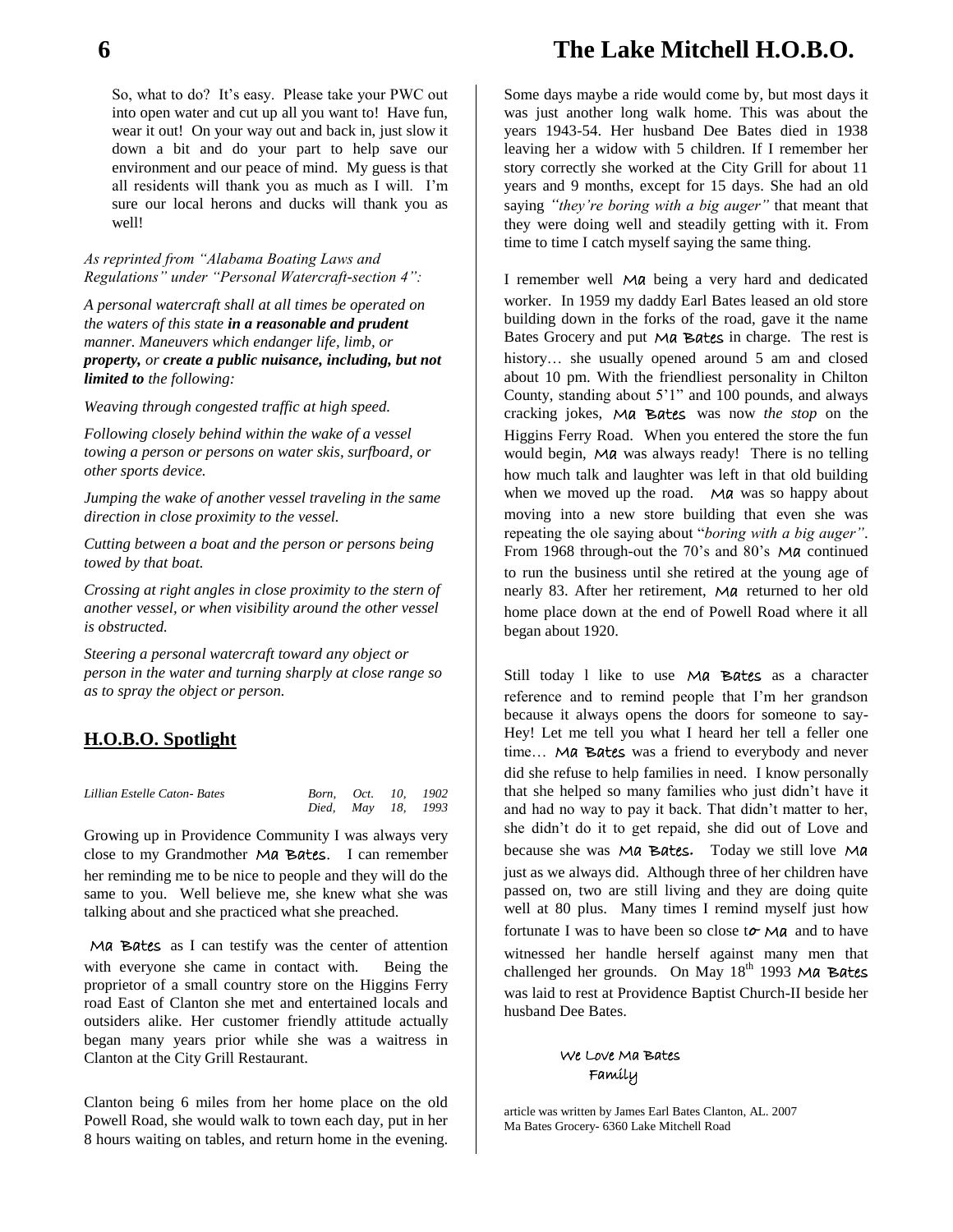So, what to do? It's easy. Please take your PWC out into open water and cut up all you want to! Have fun, wear it out! On your way out and back in, just slow it down a bit and do your part to help save our environment and our peace of mind. My guess is that all residents will thank you as much as I will. I'm sure our local herons and ducks will thank you as well!

*As reprinted from "Alabama Boating Laws and Regulations" under "Personal Watercraft-section 4":*

*A personal watercraft shall at all times be operated on the waters of this state **in a reasonable and prudent** manner. Maneuvers which endanger life, limb, or **property,** or **create a public nuisance, including, but not limited to** the following:*

*Weaving through congested traffic at high speed.*

*Following closely behind within the wake of a vessel towing a person or persons on water skis, surfboard, or other sports device.*

*Jumping the wake of another vessel traveling in the same direction in close proximity to the vessel.*

*Cutting between a boat and the person or persons being towed by that boat.*

*Crossing at right angles in close proximity to the stern of another vessel, or when visibility around the other vessel is obstructed.*

*Steering a personal watercraft toward any object or person in the water and turning sharply at close range so as to spray the object or person.*

## H.O.B.O. Spotlight

*Lillian Estelle Caton- Bates* — *Born, Oct. 10, 1902* / *Died, May 18, 1993*

Growing up in Providence Community I was always very close to my Grandmother Ma Bates. I can remember her reminding me to be nice to people and they will do the same to you. Well believe me, she knew what she was talking about and she practiced what she preached.

Ma Bates as I can testify was the center of attention with everyone she came in contact with. Being the proprietor of a small country store on the Higgins Ferry road East of Clanton she met and entertained locals and outsiders alike. Her customer friendly attitude actually began many years prior while she was a waitress in Clanton at the City Grill Restaurant.

Clanton being 6 miles from her home place on the old Powell Road, she would walk to town each day, put in her 8 hours waiting on tables, and return home in the evening. Some days maybe a ride would come by, but most days it was just another long walk home. This was about the years 1943-54. Her husband Dee Bates died in 1938 leaving her a widow with 5 children. If I remember her story correctly she worked at the City Grill for about 11 years and 9 months, except for 15 days. She had an old saying *"they're boring with a big auger"* that meant that they were doing well and steadily getting with it. From time to time I catch myself saying the same thing.

I remember well Ma being a very hard and dedicated worker. In 1959 my daddy Earl Bates leased an old store building down in the forks of the road, gave it the name Bates Grocery and put Ma Bates in charge. The rest is history… she usually opened around 5 am and closed about 10 pm. With the friendliest personality in Chilton County, standing about 5'1" and 100 pounds, and always cracking jokes, Ma Bates was now *the stop* on the Higgins Ferry Road. When you entered the store the fun would begin, Ma was always ready! There is no telling how much talk and laughter was left in that old building when we moved up the road. Ma was so happy about moving into a new store building that even she was repeating the ole saying about "*boring with a big auger"*. From 1968 through-out the 70's and 80's Ma continued to run the business until she retired at the young age of nearly 83. After her retirement, Ma returned to her old home place down at the end of Powell Road where it all began about 1920.

Still today I like to use Ma Bates as a character reference and to remind people that I'm her grandson because it always opens the doors for someone to say- Hey! Let me tell you what I heard her tell a feller one time… Ma Bates was a friend to everybody and never did she refuse to help families in need. I know personally that she helped so many families who just didn't have it and had no way to pay it back. That didn't matter to her, she didn't do it to get repaid, she did out of Love and because she was Ma Bates. Today we still love Ma just as we always did. Although three of her children have passed on, two are still living and they are doing quite well at 80 plus. Many times I remind myself just how fortunate I was to have been so close to Ma and to have witnessed her handle herself against many men that challenged her grounds. On May 18th 1993 Ma Bates was laid to rest at Providence Baptist Church-II beside her husband Dee Bates.

We Love Ma Bates
Family

article was written by James Earl Bates Clanton, AL. 2007
Ma Bates Grocery- 6360 Lake Mitchell Road